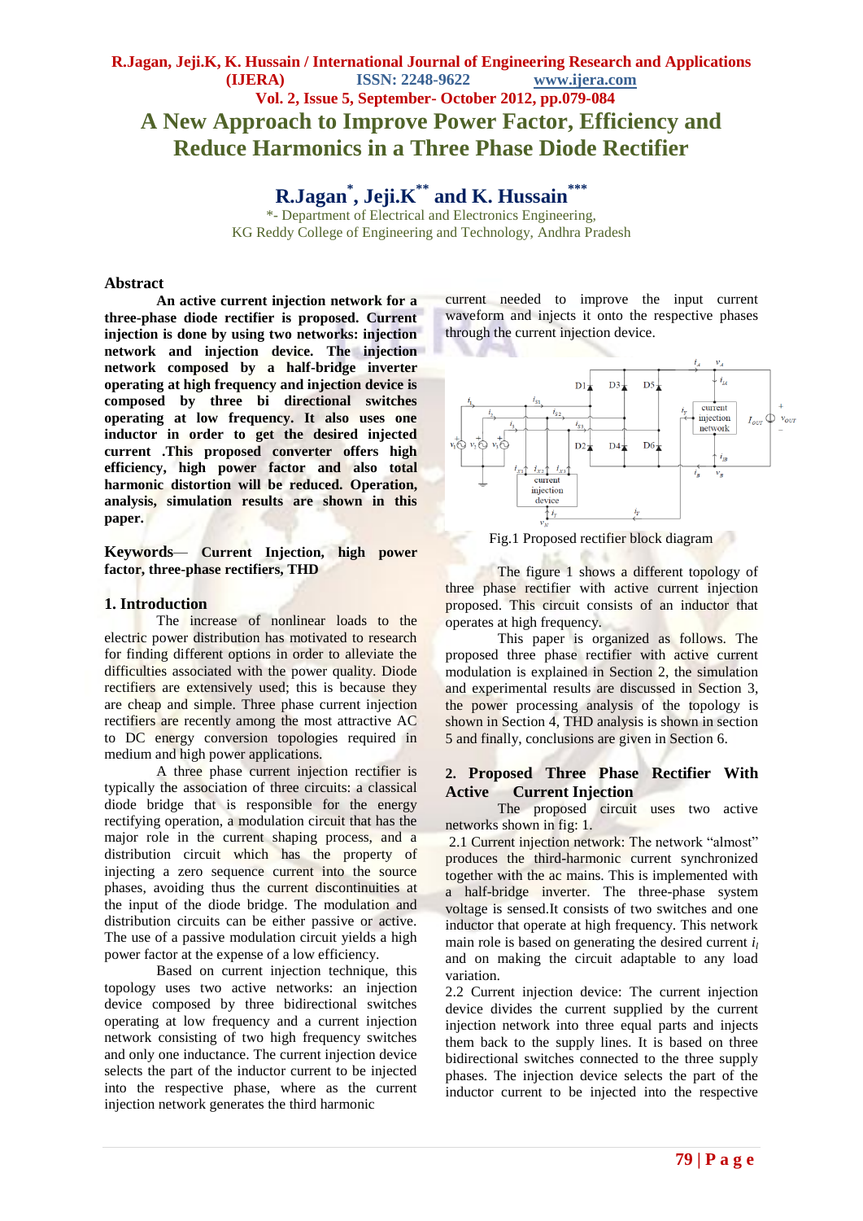# A New Approach to Improve Power Factor, Efficiency and Reduce Harmonics in a Three Phase Diode Rectifier

## R.Jagan[*], Jeji.K[**] and K. Hussain[***]

*- Department of Electrical and Electronics Engineering,
KG Reddy College of Engineering and Technology, Andhra Pradesh

### Abstract

**An active current injection network for a three-phase diode rectifier is proposed. Current injection is done by using two networks: injection network and injection device. The injection network composed by a half-bridge inverter operating at high frequency and injection device is composed by three bi directional switches operating at low frequency. It also uses one inductor in order to get the desired injected current .This proposed converter offers high efficiency, high power factor and also total harmonic distortion will be reduced. Operation, analysis, simulation results are shown in this paper.**

**Keywords— Current Injection, high power factor, three-phase rectifiers, THD**

### 1. Introduction

The increase of nonlinear loads to the electric power distribution has motivated to research for finding different options in order to alleviate the difficulties associated with the power quality. Diode rectifiers are extensively used; this is because they are cheap and simple. Three phase current injection rectifiers are recently among the most attractive AC to DC energy conversion topologies required in medium and high power applications.

A three phase current injection rectifier is typically the association of three circuits: a classical diode bridge that is responsible for the energy rectifying operation, a modulation circuit that has the major role in the current shaping process, and a distribution circuit which has the property of injecting a zero sequence current into the source phases, avoiding thus the current discontinuities at the input of the diode bridge. The modulation and distribution circuits can be either passive or active. The use of a passive modulation circuit yields a high power factor at the expense of a low efficiency.

Based on current injection technique, this topology uses two active networks: an injection device composed by three bidirectional switches operating at low frequency and a current injection network consisting of two high frequency switches and only one inductance. The current injection device selects the part of the inductor current to be injected into the respective phase, where as the current injection network generates the third harmonic current needed to improve the input current waveform and injects it onto the respective phases through the current injection device.

Fig.1 Proposed rectifier block diagram

The figure 1 shows a different topology of three phase rectifier with active current injection proposed. This circuit consists of an inductor that operates at high frequency.

This paper is organized as follows. The proposed three phase rectifier with active current modulation is explained in Section 2, the simulation and experimental results are discussed in Section 3, the power processing analysis of the topology is shown in Section 4, THD analysis is shown in section 5 and finally, conclusions are given in Section 6.

### 2. Proposed Three Phase Rectifier With Active Current Injection

The proposed circuit uses two active networks shown in fig: 1.

2.1 Current injection network: The network "almost" produces the third-harmonic current synchronized together with the ac mains. This is implemented with a half-bridge inverter. The three-phase system voltage is sensed.It consists of two switches and one inductor that operate at high frequency. This network main role is based on generating the desired current $i_l$ and on making the circuit adaptable to any load variation.

2.2 Current injection device: The current injection device divides the current supplied by the current injection network into three equal parts and injects them back to the supply lines. It is based on three bidirectional switches connected to the three supply phases. The injection device selects the part of the inductor current to be injected into the respective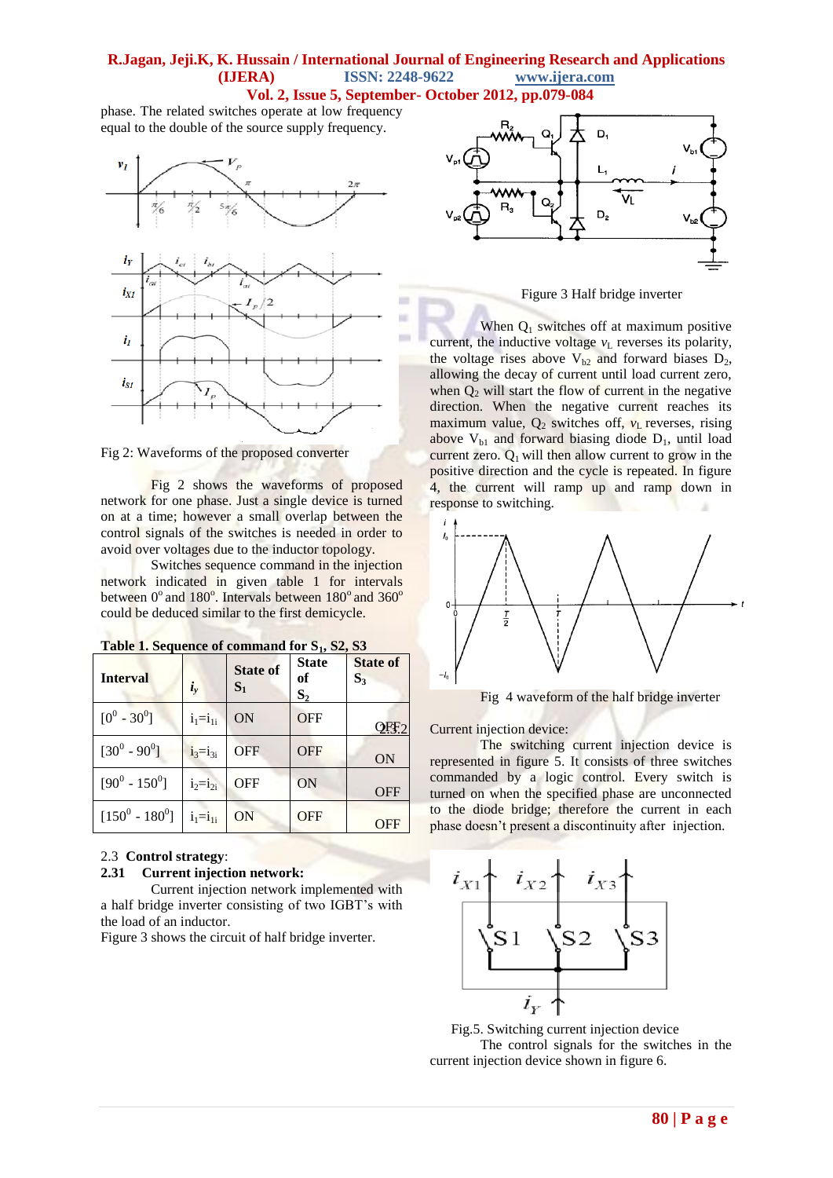phase. The related switches operate at low frequency equal to the double of the source supply frequency.

Fig 2: Waveforms of the proposed converter

Fig 2 shows the waveforms of proposed network for one phase. Just a single device is turned on at a time; however a small overlap between the control signals of the switches is needed in order to avoid over voltages due to the inductor topology.

Switches sequence command in the injection network indicated in given table 1 for intervals between $0^o$ and $180^o$. Intervals between $180^o$ and $360^o$ could be deduced similar to the first demicycle.

**Table 1. Sequence of command for $S_1$, S2, S3**

| Interval | $i_y$ | State of $S_1$ | State of $S_2$ | State of $S_3$ |
|---|---|---|---|---|
| $[0^0 - 30^0]$ | $i_1=i_{1i}$ | ON | OFF | OFF |
| $[30^0 - 90^0]$ | $i_3=i_{3i}$ | OFF | OFF | ON |
| $[90^0 - 150^0]$ | $i_2=i_{2i}$ | OFF | ON | OFF |
| $[150^0 - 180^0]$ | $i_1=i_{1i}$ | ON | OFF | OFF |

2.3 **Control strategy**:

### 2.31 Current injection network:

Current injection network implemented with a half bridge inverter consisting of two IGBT's with the load of an inductor.

Figure 3 shows the circuit of half bridge inverter.

Figure 3 Half bridge inverter

When $Q_1$ switches off at maximum positive current, the inductive voltage $v_L$ reverses its polarity, the voltage rises above $V_{b2}$ and forward biases $D_2$, allowing the decay of current until load current zero, when $Q_2$ will start the flow of current in the negative direction. When the negative current reaches its maximum value, $Q_2$ switches off, $v_L$ reverses, rising above $V_{b1}$ and forward biasing diode $D_1$, until load current zero. $Q_1$ will then allow current to grow in the positive direction and the cycle is repeated. In figure 4, the current will ramp up and ramp down in response to switching.

Fig 4 waveform of the half bridge inverter

Current injection device:

The switching current injection device is represented in figure 5. It consists of three switches commanded by a logic control. Every switch is turned on when the specified phase are unconnected to the diode bridge; therefore the current in each phase doesn't present a discontinuity after injection.

Fig.5. Switching current injection device

The control signals for the switches in the current injection device shown in figure 6.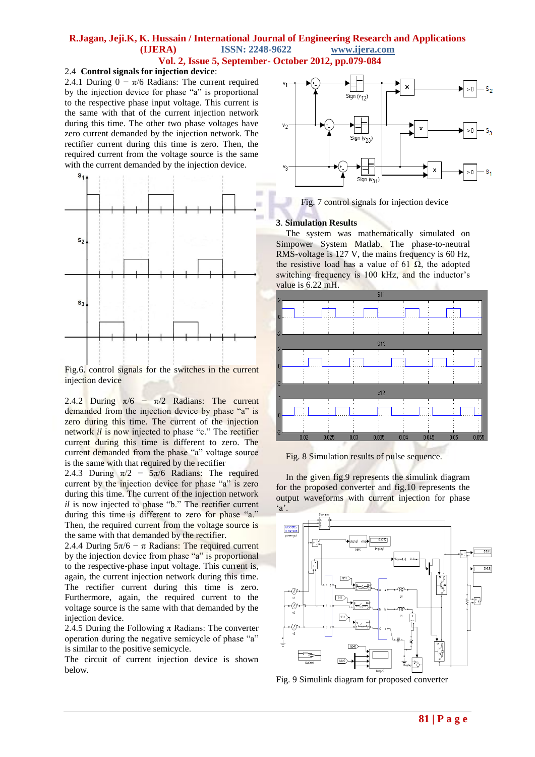### 2.4 Control signals for injection device:

2.4.1 During $0 - \pi/6$ Radians: The current required by the injection device for phase "a" is proportional to the respective phase input voltage. This current is the same with that of the current injection network during this time. The other two phase voltages have zero current demanded by the injection network. The rectifier current during this time is zero. Then, the required current from the voltage source is the same with the current demanded by the injection device.

Fig.6. control signals for the switches in the current injection device

2.4.2 During $\pi/6 - \pi/2$ Radians: The current demanded from the injection device by phase "a" is zero during this time. The current of the injection network *il* is now injected to phase "c." The rectifier current during this time is different to zero. The current demanded from the phase "a" voltage source is the same with that required by the rectifier

2.4.3 During $\pi/2 - 5\pi/6$ Radians: The required current by the injection device for phase "a" is zero during this time. The current of the injection network *il* is now injected to phase "b." The rectifier current during this time is different to zero for phase "a." Then, the required current from the voltage source is the same with that demanded by the rectifier.

2.4.4 During $5\pi/6 - \pi$ Radians: The required current by the injection device from phase "a" is proportional to the respective-phase input voltage. This current is, again, the current injection network during this time. The rectifier current during this time is zero. Furthermore, again, the required current from the voltage source is the same with that demanded by the injection device.

2.4.5 During the Following $\pi$ Radians: The converter operation during the negative semicycle of phase "a" is similar to the positive semicycle.

The circuit of current injection device is shown below.

Fig. 7 control signals for injection device

## 3. Simulation Results

The system was mathematically simulated on Simpower System Matlab. The phase-to-neutral RMS-voltage is 127 V, the mains frequency is 60 Hz, the resistive load has a value of 61 Ω, the adopted switching frequency is 100 kHz, and the inductor's value is 6.22 mH.

Fig. 8 Simulation results of pulse sequence.

In the given fig.9 represents the simulink diagram for the proposed converter and fig.10 represents the output waveforms with current injection for phase 'a'.

Fig. 9 Simulink diagram for proposed converter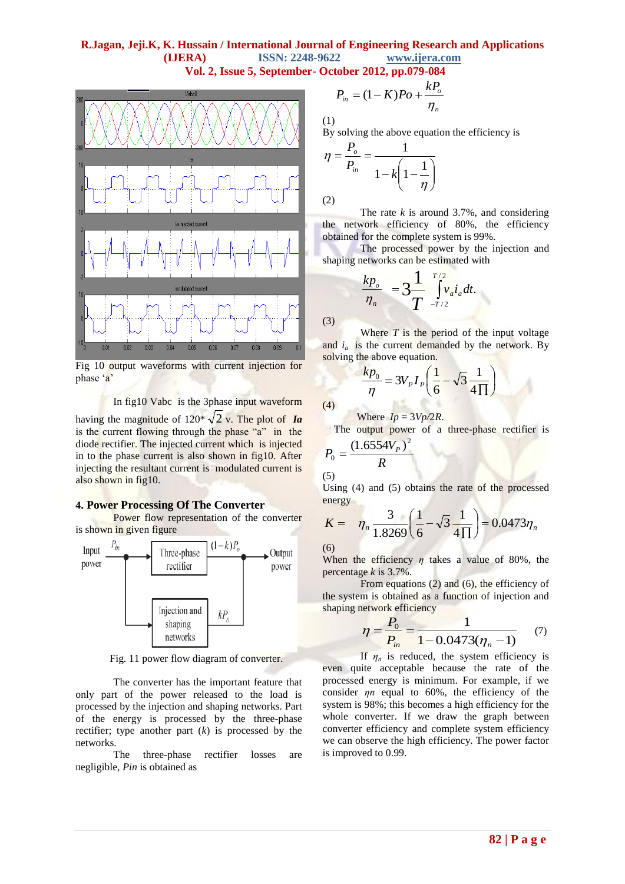Fig 10 output waveforms with current injection for phase 'a'

In fig10 Vabc is the 3phase input waveform having the magnitude of 120* $\sqrt{2}$ v. The plot of ***Ia*** is the current flowing through the phase "a" in the diode rectifier. The injected current which is injected in to the phase current is also shown in fig10. After injecting the resultant current is modulated current is also shown in fig10.

## 4. Power Processing Of The Converter

Power flow representation of the converter is shown in given figure

Fig. 11 power flow diagram of converter.

The converter has the important feature that only part of the power released to the load is processed by the injection and shaping networks. Part of the energy is processed by the three-phase rectifier; type another part (*k*) is processed by the networks.

The three-phase rectifier losses are negligible, *Pin* is obtained as

$$P_{in} = (1-K)Po + \frac{kP_o}{\eta_n}$$

(1)

By solving the above equation the efficiency is

$$\eta = \frac{P_o}{P_{in}} = \frac{1}{1-k\left(1-\frac{1}{\eta}\right)}$$

(2)

The rate *k* is around 3.7%, and considering the network efficiency of 80%, the efficiency obtained for the complete system is 99%.

The processed power by the injection and shaping networks can be estimated with

$$\frac{kp_o}{\eta_n} = 3\frac{1}{T}\int_{-T/2}^{T/2} v_a i_a dt.$$

(3)

Where $T$ is the period of the input voltage and $i_a$ is the current demanded by the network. By solving the above equation.

$$\frac{kp_0}{\eta} = 3V_P I_P\left(\frac{1}{6} - \sqrt{3}\frac{1}{4\Pi}\right)$$

(4)

Where $Ip = 3Vp/2R$.

The output power of a three-phase rectifier is

$$P_0 = \frac{(1.6554V_P)^2}{R}$$

(5)

Using (4) and (5) obtains the rate of the processed energy

$$K = \quad \eta_n \frac{3}{1.8269}\left(\frac{1}{6} - \sqrt{3}\frac{1}{4\Pi}\right) = 0.0473\eta_n$$

(6)

When the efficiency $\eta$ takes a value of 80%, the percentage *k* is 3.7%.

From equations (2) and (6), the efficiency of the system is obtained as a function of injection and shaping network efficiency

$$\eta = \frac{P_0}{P_{in}} = \frac{1}{1-0.0473(\eta_n - 1)} \quad (7)$$

If $\eta_n$ is reduced, the system efficiency is even quite acceptable because the rate of the processed energy is minimum. For example, if we consider $\eta n$ equal to 60%, the efficiency of the system is 98%; this becomes a high efficiency for the whole converter. If we draw the graph between converter efficiency and complete system efficiency we can observe the high efficiency. The power factor is improved to 0.99.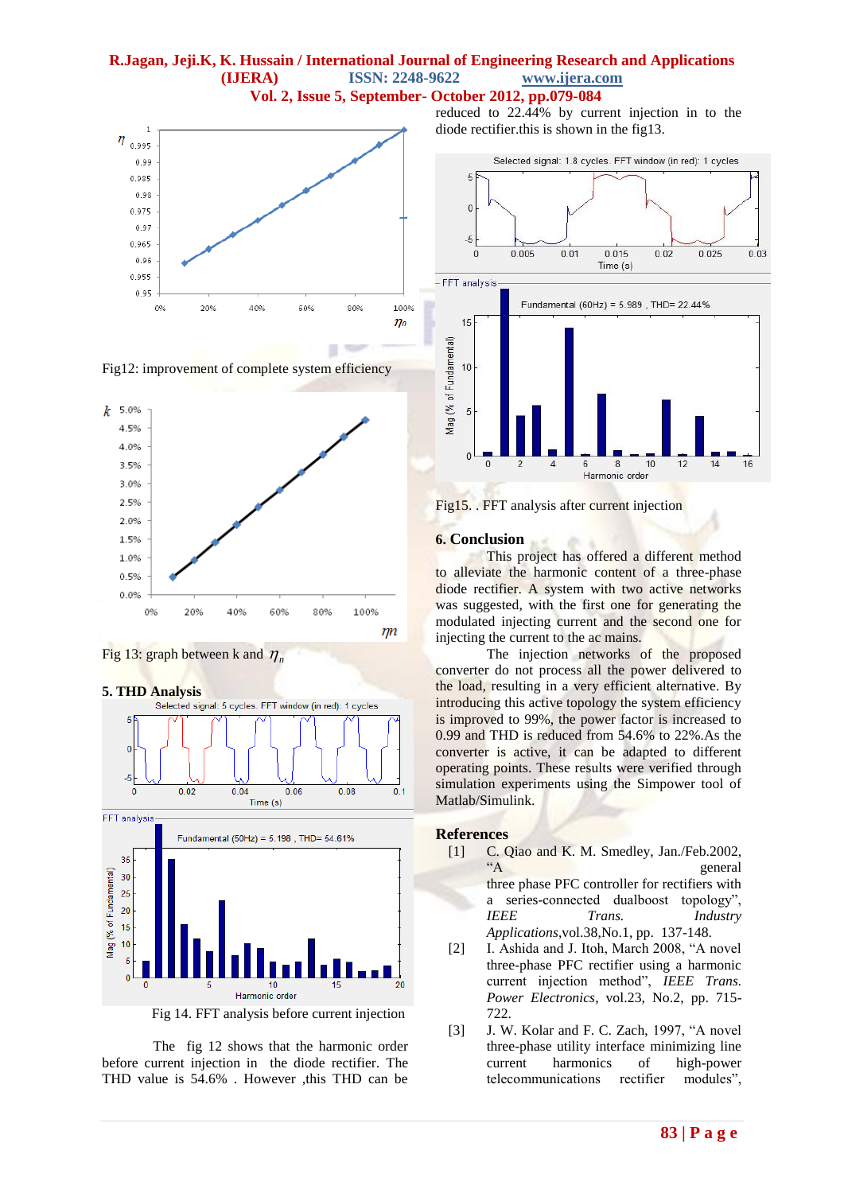Fig12: improvement of complete system efficiency

Fig 13: graph between k and $\eta_n$

## 5. THD Analysis

Fig 14. FFT analysis before current injection

The fig 12 shows that the harmonic order before current injection in the diode rectifier. The THD value is 54.6% . However ,this THD can be reduced to 22.44% by current injection in to the diode rectifier.this is shown in the fig13.

Fig15. . FFT analysis after current injection

## 6. Conclusion

This project has offered a different method to alleviate the harmonic content of a three-phase diode rectifier. A system with two active networks was suggested, with the first one for generating the modulated injecting current and the second one for injecting the current to the ac mains.

The injection networks of the proposed converter do not process all the power delivered to the load, resulting in a very efficient alternative. By introducing this active topology the system efficiency is improved to 99%, the power factor is increased to 0.99 and THD is reduced from 54.6% to 22%.As the converter is active, it can be adapted to different operating points. These results were verified through simulation experiments using the Simpower tool of Matlab/Simulink.

## References

[1] C. Qiao and K. M. Smedley, Jan./Feb.2002, "A general three phase PFC controller for rectifiers with a series-connected dualboost topology", *IEEE Trans. Industry Applications*,vol.38,No.1, pp. 137-148.

[2] I. Ashida and J. Itoh, March 2008, "A novel three-phase PFC rectifier using a harmonic current injection method", *IEEE Trans. Power Electronics*, vol.23, No.2, pp. 715-722.

[3] J. W. Kolar and F. C. Zach, 1997, "A novel three-phase utility interface minimizing line current harmonics of high-power telecommunications rectifier modules",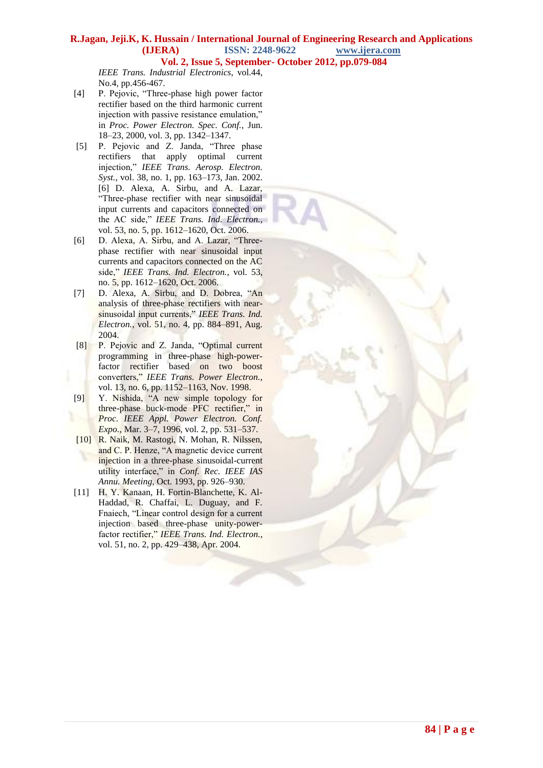*IEEE Trans. Industrial Electronics*, vol.44, No.4, pp.456-467.

[4] P. Pejovic, "Three-phase high power factor rectifier based on the third harmonic current injection with passive resistance emulation," in *Proc. Power Electron. Spec. Conf.*, Jun. 18–23, 2000, vol. 3, pp. 1342–1347.

[5] P. Pejovic and Z. Janda, "Three phase rectifiers that apply optimal current injection," *IEEE Trans. Aerosp. Electron. Syst.*, vol. 38, no. 1, pp. 163–173, Jan. 2002. [6] D. Alexa, A. Sirbu, and A. Lazar, "Three-phase rectifier with near sinusoidal input currents and capacitors connected on the AC side," *IEEE Trans. Ind. Electron.*, vol. 53, no. 5, pp. 1612–1620, Oct. 2006.

[6] D. Alexa, A. Sirbu, and A. Lazar, "Three-phase rectifier with near sinusoidal input currents and capacitors connected on the AC side," *IEEE Trans. Ind. Electron.*, vol. 53, no. 5, pp. 1612–1620, Oct. 2006.

[7] D. Alexa, A. Sirbu, and D. Dobrea, "An analysis of three-phase rectifiers with near-sinusoidal input currents," *IEEE Trans. Ind. Electron.*, vol. 51, no. 4, pp. 884–891, Aug. 2004.

[8] P. Pejovic and Z. Janda, "Optimal current programming in three-phase high-power-factor rectifier based on two boost converters," *IEEE Trans. Power Electron.*, vol. 13, no. 6, pp. 1152–1163, Nov. 1998.

[9] Y. Nishida, "A new simple topology for three-phase buck-mode PFC rectifier," in *Proc. IEEE Appl. Power Electron. Conf. Expo.*, Mar. 3–7, 1996, vol. 2, pp. 531–537.

[10] R. Naik, M. Rastogi, N. Mohan, R. Nilssen, and C. P. Henze, "A magnetic device current injection in a three-phase sinusoidal-current utility interface," in *Conf. Rec. IEEE IAS Annu. Meeting*, Oct. 1993, pp. 926–930.

[11] H. Y. Kanaan, H. Fortin-Blanchette, K. Al-Haddad, R. Chaffai, L. Duguay, and F. Fnaiech, "Linear control design for a current injection based three-phase unity-power-factor rectifier," *IEEE Trans. Ind. Electron.*, vol. 51, no. 2, pp. 429–438, Apr. 2004.